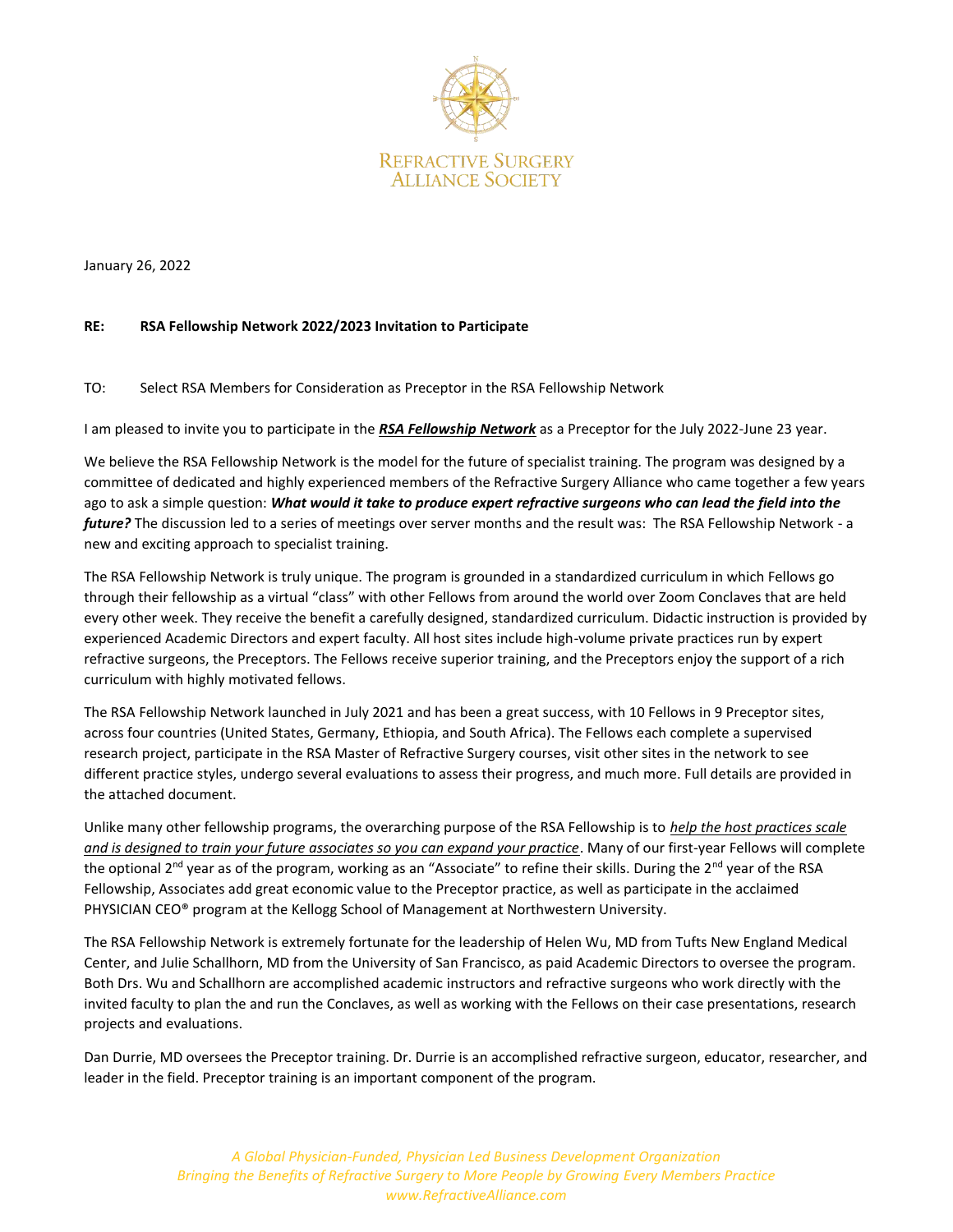REFRACTIVE SURGERY
ALLIANCE SOCIETY

January 26, 2022

**RE: RSA Fellowship Network 2022/2023 Invitation to Participate**

TO: Select RSA Members for Consideration as Preceptor in the RSA Fellowship Network

I am pleased to invite you to participate in the ***RSA Fellowship Network*** as a Preceptor for the July 2022-June 23 year.

We believe the RSA Fellowship Network is the model for the future of specialist training. The program was designed by a committee of dedicated and highly experienced members of the Refractive Surgery Alliance who came together a few years ago to ask a simple question: ***What would it take to produce expert refractive surgeons who can lead the field into the future?*** The discussion led to a series of meetings over server months and the result was: The RSA Fellowship Network - a new and exciting approach to specialist training.

The RSA Fellowship Network is truly unique. The program is grounded in a standardized curriculum in which Fellows go through their fellowship as a virtual "class" with other Fellows from around the world over Zoom Conclaves that are held every other week. They receive the benefit a carefully designed, standardized curriculum. Didactic instruction is provided by experienced Academic Directors and expert faculty. All host sites include high-volume private practices run by expert refractive surgeons, the Preceptors. The Fellows receive superior training, and the Preceptors enjoy the support of a rich curriculum with highly motivated fellows.

The RSA Fellowship Network launched in July 2021 and has been a great success, with 10 Fellows in 9 Preceptor sites, across four countries (United States, Germany, Ethiopia, and South Africa). The Fellows each complete a supervised research project, participate in the RSA Master of Refractive Surgery courses, visit other sites in the network to see different practice styles, undergo several evaluations to assess their progress, and much more. Full details are provided in the attached document.

Unlike many other fellowship programs, the overarching purpose of the RSA Fellowship is to *help the host practices scale and is designed to train your future associates so you can expand your practice*. Many of our first-year Fellows will complete the optional 2nd year as of the program, working as an "Associate" to refine their skills. During the 2nd year of the RSA Fellowship, Associates add great economic value to the Preceptor practice, as well as participate in the acclaimed PHYSICIAN CEO® program at the Kellogg School of Management at Northwestern University.

The RSA Fellowship Network is extremely fortunate for the leadership of Helen Wu, MD from Tufts New England Medical Center, and Julie Schallhorn, MD from the University of San Francisco, as paid Academic Directors to oversee the program. Both Drs. Wu and Schallhorn are accomplished academic instructors and refractive surgeons who work directly with the invited faculty to plan the and run the Conclaves, as well as working with the Fellows on their case presentations, research projects and evaluations.

Dan Durrie, MD oversees the Preceptor training. Dr. Durrie is an accomplished refractive surgeon, educator, researcher, and leader in the field. Preceptor training is an important component of the program.

*A Global Physician-Funded, Physician Led Business Development Organization*
*Bringing the Benefits of Refractive Surgery to More People by Growing Every Members Practice*
*www.RefractiveAlliance.com*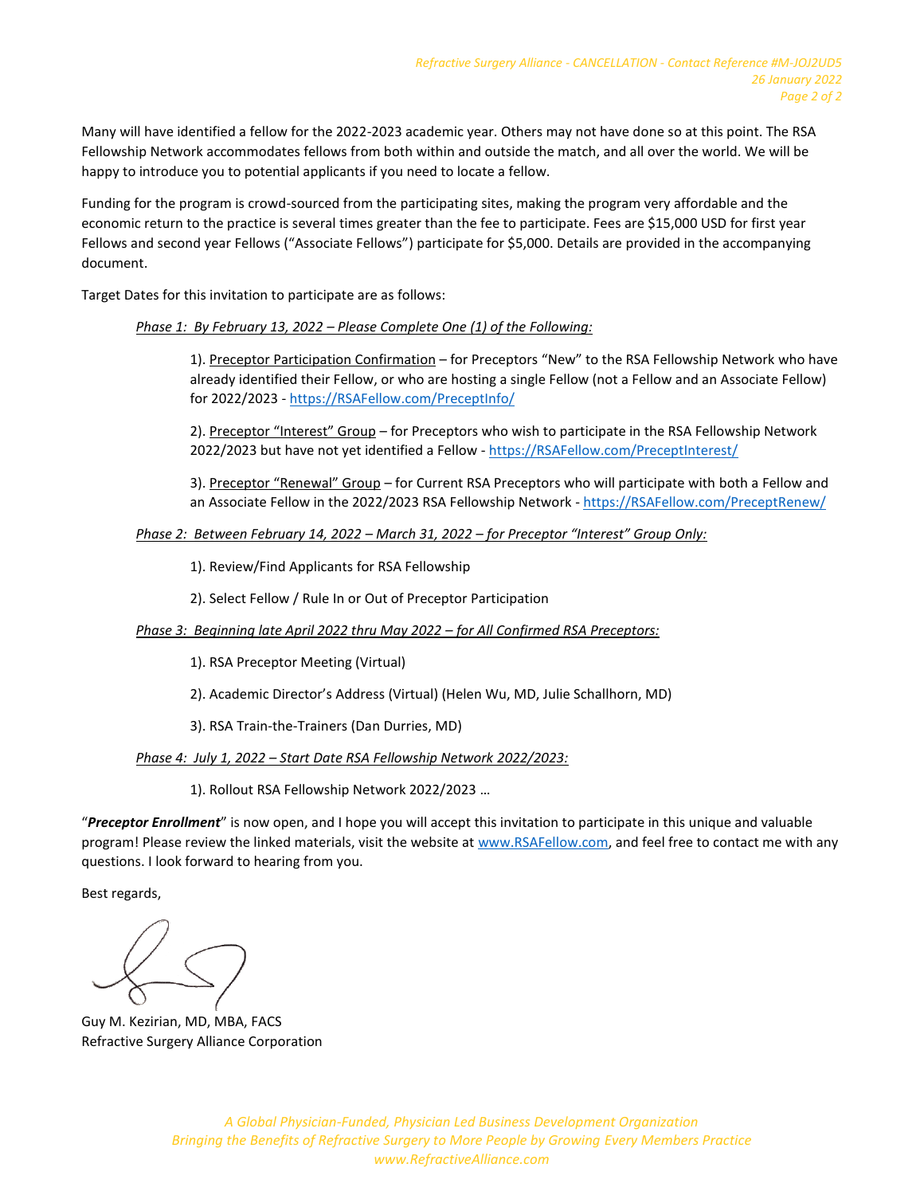Many will have identified a fellow for the 2022-2023 academic year. Others may not have done so at this point. The RSA Fellowship Network accommodates fellows from both within and outside the match, and all over the world. We will be happy to introduce you to potential applicants if you need to locate a fellow.

Funding for the program is crowd-sourced from the participating sites, making the program very affordable and the economic return to the practice is several times greater than the fee to participate. Fees are $15,000 USD for first year Fellows and second year Fellows ("Associate Fellows") participate for $5,000. Details are provided in the accompanying document.

Target Dates for this invitation to participate are as follows:

*Phase 1: By February 13, 2022 – Please Complete One (1) of the Following:*

1). Preceptor Participation Confirmation – for Preceptors "New" to the RSA Fellowship Network who have already identified their Fellow, or who are hosting a single Fellow (not a Fellow and an Associate Fellow) for 2022/2023 - https://RSAFellow.com/PreceptInfo/

2). Preceptor "Interest" Group – for Preceptors who wish to participate in the RSA Fellowship Network 2022/2023 but have not yet identified a Fellow - https://RSAFellow.com/PreceptInterest/

3). Preceptor "Renewal" Group – for Current RSA Preceptors who will participate with both a Fellow and an Associate Fellow in the 2022/2023 RSA Fellowship Network - https://RSAFellow.com/PreceptRenew/

*Phase 2: Between February 14, 2022 – March 31, 2022 – for Preceptor "Interest" Group Only:*

1). Review/Find Applicants for RSA Fellowship

2). Select Fellow / Rule In or Out of Preceptor Participation

*Phase 3: Beginning late April 2022 thru May 2022 – for All Confirmed RSA Preceptors:*

1). RSA Preceptor Meeting (Virtual)

2). Academic Director's Address (Virtual) (Helen Wu, MD, Julie Schallhorn, MD)

3). RSA Train-the-Trainers (Dan Durries, MD)

*Phase 4: July 1, 2022 – Start Date RSA Fellowship Network 2022/2023:*

1). Rollout RSA Fellowship Network 2022/2023 …

"***Preceptor Enrollment***" is now open, and I hope you will accept this invitation to participate in this unique and valuable program! Please review the linked materials, visit the website at www.RSAFellow.com, and feel free to contact me with any questions. I look forward to hearing from you.

Best regards,

Guy M. Kezirian, MD, MBA, FACS
Refractive Surgery Alliance Corporation